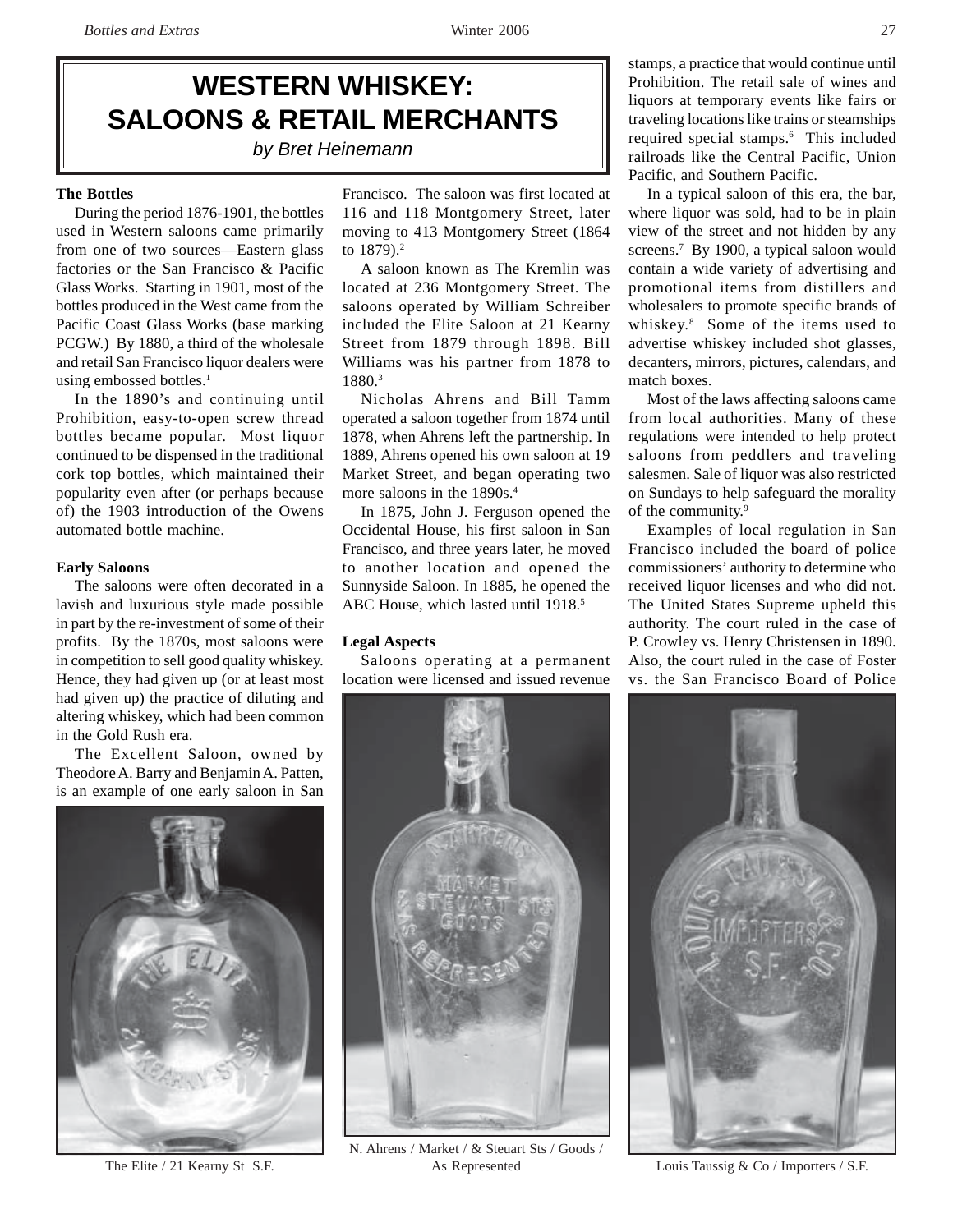# WESTERN WHISKEY: SALOONS & RETAIL MERCHANTS

*by Bret Heinemann*

**The Bottles**

During the period 1876-1901, the bottles used in Western saloons came primarily from one of two sources—Eastern glass factories or the San Francisco & Pacific Glass Works. Starting in 1901, most of the bottles produced in the West came from the Pacific Coast Glass Works (base marking PCGW.) By 1880, a third of the wholesale and retail San Francisco liquor dealers were using embossed bottles.[1]

In the 1890's and continuing until Prohibition, easy-to-open screw thread bottles became popular. Most liquor continued to be dispensed in the traditional cork top bottles, which maintained their popularity even after (or perhaps because of) the 1903 introduction of the Owens automated bottle machine.

**Early Saloons**

The saloons were often decorated in a lavish and luxurious style made possible in part by the re-investment of some of their profits. By the 1870s, most saloons were in competition to sell good quality whiskey. Hence, they had given up (or at least most had given up) the practice of diluting and altering whiskey, which had been common in the Gold Rush era.

The Excellent Saloon, owned by Theodore A. Barry and Benjamin A. Patten, is an example of one early saloon in San Francisco. The saloon was first located at 116 and 118 Montgomery Street, later moving to 413 Montgomery Street (1864 to 1879).[2]

A saloon known as The Kremlin was located at 236 Montgomery Street. The saloons operated by William Schreiber included the Elite Saloon at 21 Kearny Street from 1879 through 1898. Bill Williams was his partner from 1878 to 1880.[3]

Nicholas Ahrens and Bill Tamm operated a saloon together from 1874 until 1878, when Ahrens left the partnership. In 1889, Ahrens opened his own saloon at 19 Market Street, and began operating two more saloons in the 1890s.[4]

In 1875, John J. Ferguson opened the Occidental House, his first saloon in San Francisco, and three years later, he moved to another location and opened the Sunnyside Saloon. In 1885, he opened the ABC House, which lasted until 1918.[5]

**Legal Aspects**

Saloons operating at a permanent location were licensed and issued revenue stamps, a practice that would continue until Prohibition. The retail sale of wines and liquors at temporary events like fairs or traveling locations like trains or steamships required special stamps.[6] This included railroads like the Central Pacific, Union Pacific, and Southern Pacific.

In a typical saloon of this era, the bar, where liquor was sold, had to be in plain view of the street and not hidden by any screens.[7] By 1900, a typical saloon would contain a wide variety of advertising and promotional items from distillers and wholesalers to promote specific brands of whiskey.[8] Some of the items used to advertise whiskey included shot glasses, decanters, mirrors, pictures, calendars, and match boxes.

Most of the laws affecting saloons came from local authorities. Many of these regulations were intended to help protect saloons from peddlers and traveling salesmen. Sale of liquor was also restricted on Sundays to help safeguard the morality of the community.[9]

Examples of local regulation in San Francisco included the board of police commissioners' authority to determine who received liquor licenses and who did not. The United States Supreme upheld this authority. The court ruled in the case of P. Crowley vs. Henry Christensen in 1890. Also, the court ruled in the case of Foster vs. the San Francisco Board of Police

The Elite / 21 Kearny St S.F.

N. Ahrens / Market / & Steuart Sts / Goods / As Represented

Louis Taussig & Co / Importers / S.F.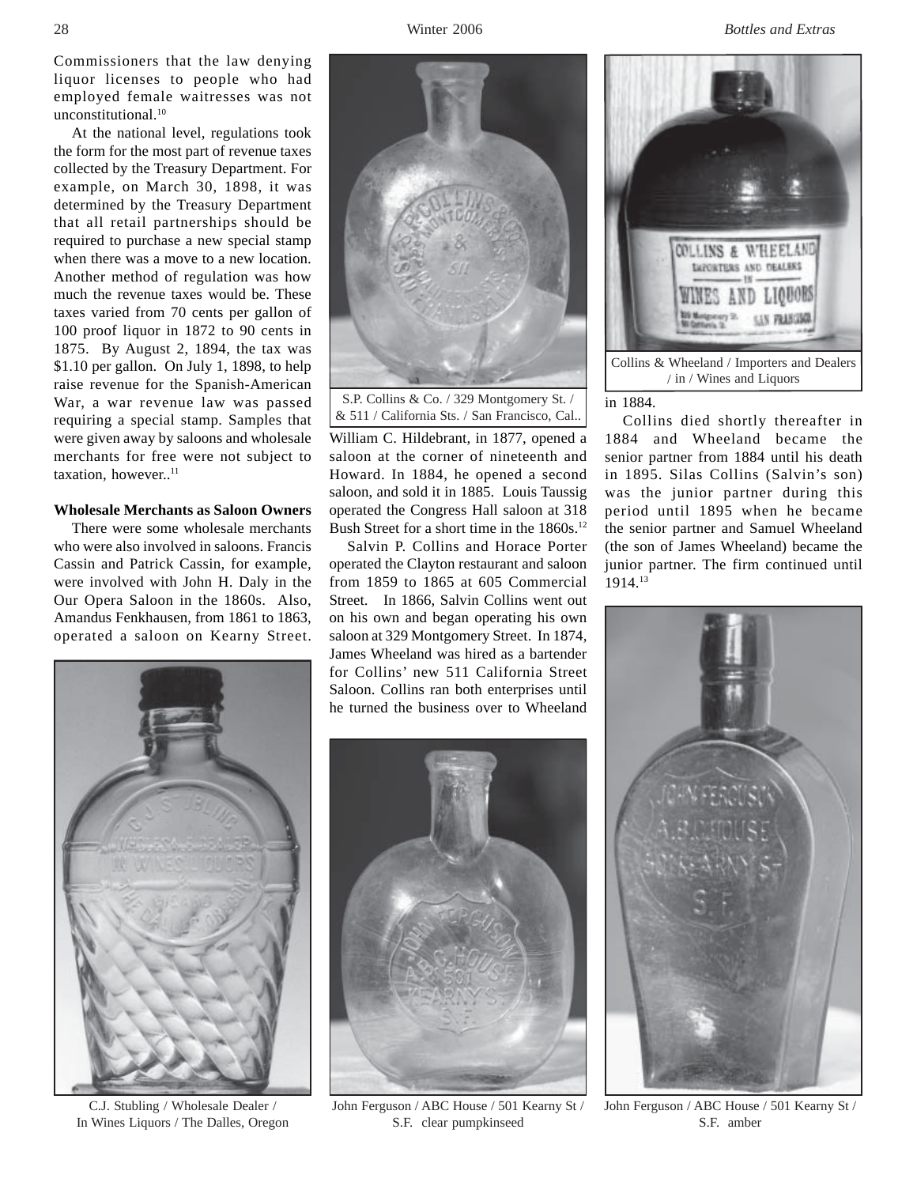Commissioners that the law denying liquor licenses to people who had employed female waitresses was not unconstitutional.[10]

At the national level, regulations took the form for the most part of revenue taxes collected by the Treasury Department. For example, on March 30, 1898, it was determined by the Treasury Department that all retail partnerships should be required to purchase a new special stamp when there was a move to a new location. Another method of regulation was how much the revenue taxes would be. These taxes varied from 70 cents per gallon of 100 proof liquor in 1872 to 90 cents in 1875. By August 2, 1894, the tax was $1.10 per gallon. On July 1, 1898, to help raise revenue for the Spanish-American War, a war revenue law was passed requiring a special stamp. Samples that were given away by saloons and wholesale merchants for free were not subject to taxation, however..[11]

**Wholesale Merchants as Saloon Owners**

There were some wholesale merchants who were also involved in saloons. Francis Cassin and Patrick Cassin, for example, were involved with John H. Daly in the Our Opera Saloon in the 1860s. Also, Amandus Fenkhausen, from 1861 to 1863, operated a saloon on Kearny Street. William C. Hildebrant, in 1877, opened a saloon at the corner of nineteenth and Howard. In 1884, he opened a second saloon, and sold it in 1885. Louis Taussig operated the Congress Hall saloon at 318 Bush Street for a short time in the 1860s.[12]

Salvin P. Collins and Horace Porter operated the Clayton restaurant and saloon from 1859 to 1865 at 605 Commercial Street. In 1866, Salvin Collins went out on his own and began operating his own saloon at 329 Montgomery Street. In 1874, James Wheeland was hired as a bartender for Collins' new 511 California Street Saloon. Collins ran both enterprises until he turned the business over to Wheeland in 1884.

Collins died shortly thereafter in 1884 and Wheeland became the senior partner from 1884 until his death in 1895. Silas Collins (Salvin's son) was the junior partner during this period until 1895 when he became the senior partner and Samuel Wheeland (the son of James Wheeland) became the junior partner. The firm continued until 1914.[13]

S.P. Collins & Co. / 329 Montgomery St. / & 511 / California Sts. / San Francisco, Cal..

Collins & Wheeland / Importers and Dealers / in / Wines and Liquors

C.J. Stubling / Wholesale Dealer / In Wines Liquors / The Dalles, Oregon

John Ferguson / ABC House / 501 Kearny St / S.F. clear pumpkinseed

John Ferguson / ABC House / 501 Kearny St / S.F. amber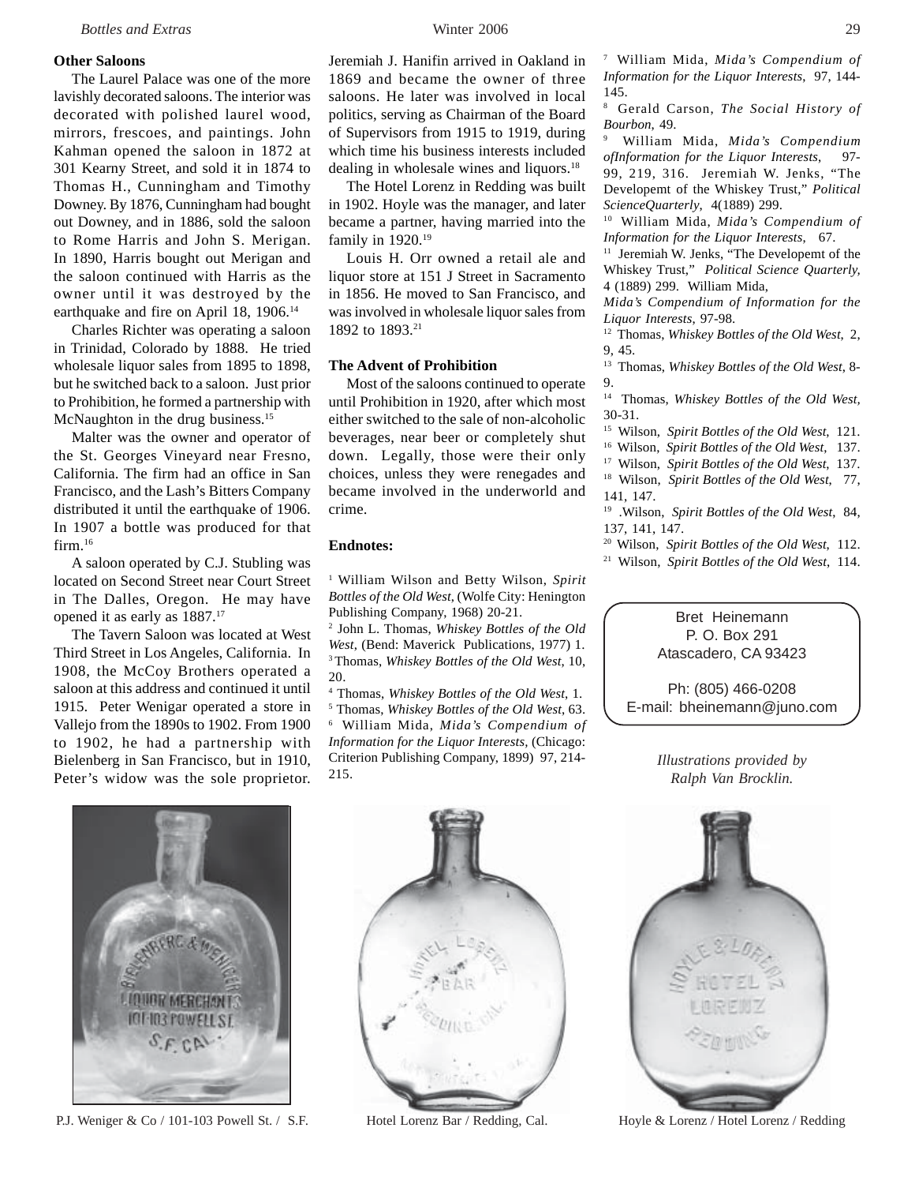### Other Saloons

The Laurel Palace was one of the more lavishly decorated saloons. The interior was decorated with polished laurel wood, mirrors, frescoes, and paintings. John Kahman opened the saloon in 1872 at 301 Kearny Street, and sold it in 1874 to Thomas H., Cunningham and Timothy Downey. By 1876, Cunningham had bought out Downey, and in 1886, sold the saloon to Rome Harris and John S. Merigan. In 1890, Harris bought out Merigan and the saloon continued with Harris as the owner until it was destroyed by the earthquake and fire on April 18, 1906.[14]

Charles Richter was operating a saloon in Trinidad, Colorado by 1888. He tried wholesale liquor sales from 1895 to 1898, but he switched back to a saloon. Just prior to Prohibition, he formed a partnership with McNaughton in the drug business.[15]

Malter was the owner and operator of the St. Georges Vineyard near Fresno, California. The firm had an office in San Francisco, and the Lash's Bitters Company distributed it until the earthquake of 1906. In 1907 a bottle was produced for that firm.[16]

A saloon operated by C.J. Stubling was located on Second Street near Court Street in The Dalles, Oregon. He may have opened it as early as 1887.[17]

The Tavern Saloon was located at West Third Street in Los Angeles, California. In 1908, the McCoy Brothers operated a saloon at this address and continued it until 1915. Peter Wenigar operated a store in Vallejo from the 1890s to 1902. From 1900 to 1902, he had a partnership with Bielenberg in San Francisco, but in 1910, Peter's widow was the sole proprietor. Jeremiah J. Hanifin arrived in Oakland in 1869 and became the owner of three saloons. He later was involved in local politics, serving as Chairman of the Board of Supervisors from 1915 to 1919, during which time his business interests included dealing in wholesale wines and liquors.[18]

The Hotel Lorenz in Redding was built in 1902. Hoyle was the manager, and later became a partner, having married into the family in 1920.[19]

Louis H. Orr owned a retail ale and liquor store at 151 J Street in Sacramento in 1856. He moved to San Francisco, and was involved in wholesale liquor sales from 1892 to 1893.[21]

### The Advent of Prohibition

Most of the saloons continued to operate until Prohibition in 1920, after which most either switched to the sale of non-alcoholic beverages, near beer or completely shut down. Legally, those were their only choices, unless they were renegades and became involved in the underworld and crime.

### Endnotes:

[1] William Wilson and Betty Wilson, *Spirit Bottles of the Old West,* (Wolfe City: Henington Publishing Company, 1968) 20-21.

[2] John L. Thomas, *Whiskey Bottles of the Old West,* (Bend: Maverick Publications, 1977) 1.

[3] Thomas, *Whiskey Bottles of the Old West,* 10, 20.

[4] Thomas, *Whiskey Bottles of the Old West,* 1.

[5] Thomas, *Whiskey Bottles of the Old West,* 63.

[6] William Mida, *Mida's Compendium of Information for the Liquor Interests,* (Chicago: Criterion Publishing Company, 1899) 97, 214-215.

[7] William Mida, *Mida's Compendium of Information for the Liquor Interests,* 97, 144-145.

[8] Gerald Carson, *The Social History of Bourbon,* 49.

[9] William Mida, *Mida's Compendium ofInformation for the Liquor Interests,* 97-99, 219, 316. Jeremiah W. Jenks, "The Developemt of the Whiskey Trust," *Political ScienceQuarterly,* 4(1889) 299.

[10] William Mida, *Mida's Compendium of Information for the Liquor Interests,* 67.

[11] Jeremiah W. Jenks, "The Developemt of the Whiskey Trust," *Political Science Quarterly,* 4 (1889) 299. William Mida, *Mida's Compendium of Information for the Liquor Interests,* 97-98.

[12] Thomas, *Whiskey Bottles of the Old West,* 2, 9, 45.

[13] Thomas, *Whiskey Bottles of the Old West,* 8-9.

[14] Thomas, *Whiskey Bottles of the Old West,* 30-31.

[15] Wilson, *Spirit Bottles of the Old West,* 121.

[16] Wilson, *Spirit Bottles of the Old West,* 137.

[17] Wilson, *Spirit Bottles of the Old West,* 137.

[18] Wilson, *Spirit Bottles of the Old West,* 77, 141, 147.

[19] .Wilson, *Spirit Bottles of the Old West,* 84, 137, 141, 147.

[20] Wilson, *Spirit Bottles of the Old West,* 112.

[21] Wilson, *Spirit Bottles of the Old West,* 114.

Bret Heinemann
P. O. Box 291
Atascadero, CA 93423

Ph: (805) 466-0208
E-mail: bheinemann@juno.com

*Illustrations provided by Ralph Van Brocklin.*

P.J. Weniger & Co / 101-103 Powell St. / S.F.

Hotel Lorenz Bar / Redding, Cal.

Hoyle & Lorenz / Hotel Lorenz / Redding